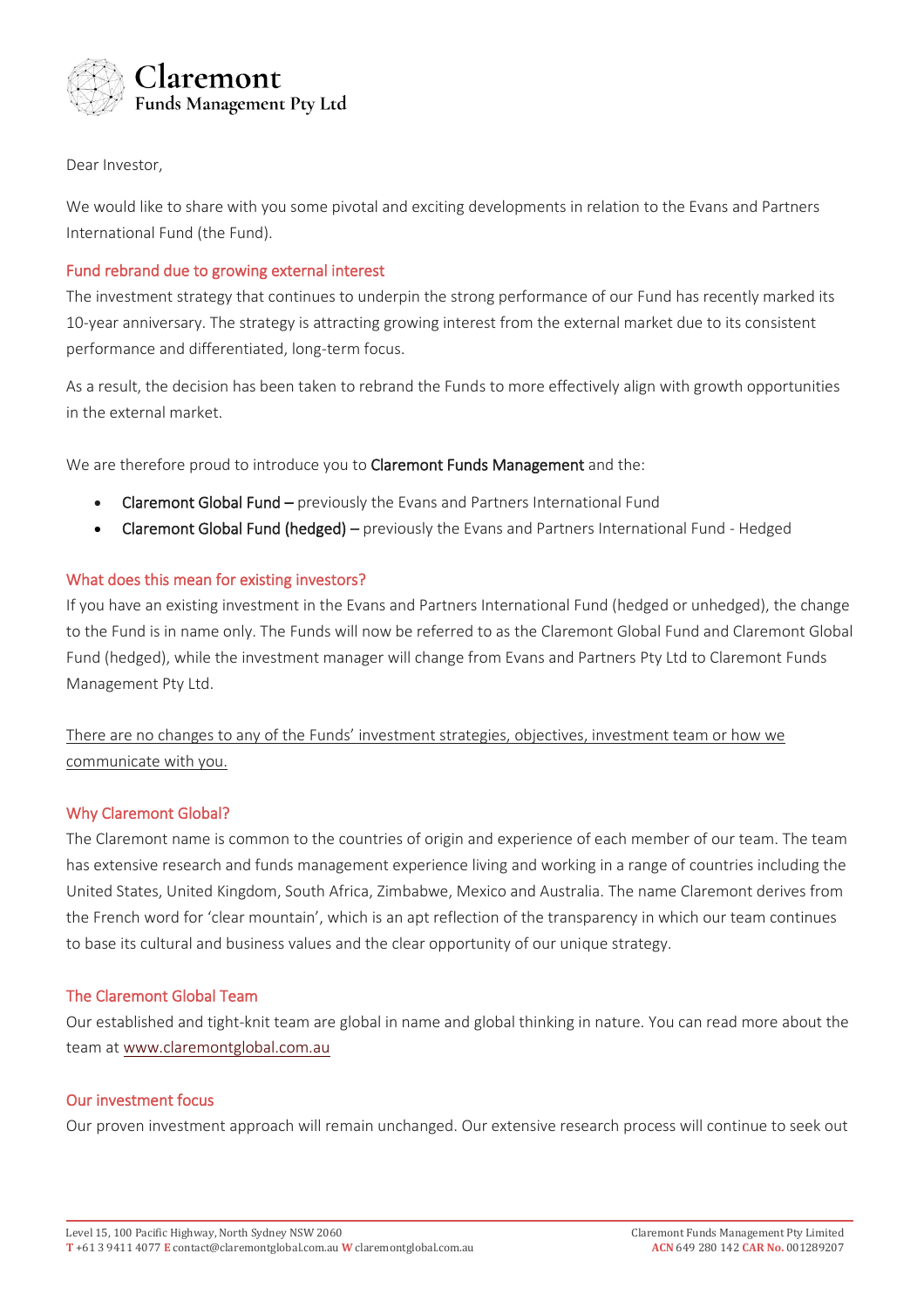**Claremont**
**Funds Management Pty Ltd**

Dear Investor,

We would like to share with you some pivotal and exciting developments in relation to the Evans and Partners International Fund (the Fund).

### Fund rebrand due to growing external interest

The investment strategy that continues to underpin the strong performance of our Fund has recently marked its 10-year anniversary. The strategy is attracting growing interest from the external market due to its consistent performance and differentiated, long-term focus.

As a result, the decision has been taken to rebrand the Funds to more effectively align with growth opportunities in the external market.

We are therefore proud to introduce you to **Claremont Funds Management** and the:

- **Claremont Global Fund –** previously the Evans and Partners International Fund
- **Claremont Global Fund (hedged) –** previously the Evans and Partners International Fund - Hedged

### What does this mean for existing investors?

If you have an existing investment in the Evans and Partners International Fund (hedged or unhedged), the change to the Fund is in name only. The Funds will now be referred to as the Claremont Global Fund and Claremont Global Fund (hedged), while the investment manager will change from Evans and Partners Pty Ltd to Claremont Funds Management Pty Ltd.

<u>There are no changes to any of the Funds' investment strategies, objectives, investment team or how we communicate with you.</u>

### Why Claremont Global?

The Claremont name is common to the countries of origin and experience of each member of our team. The team has extensive research and funds management experience living and working in a range of countries including the United States, United Kingdom, South Africa, Zimbabwe, Mexico and Australia. The name Claremont derives from the French word for 'clear mountain', which is an apt reflection of the transparency in which our team continues to base its cultural and business values and the clear opportunity of our unique strategy.

### The Claremont Global Team

Our established and tight-knit team are global in name and global thinking in nature. You can read more about the team at www.claremontglobal.com.au

### Our investment focus

Our proven investment approach will remain unchanged. Our extensive research process will continue to seek out

Level 15, 100 Pacific Highway, North Sydney NSW 2060
**T** +61 3 9411 4077 **E** contact@claremontglobal.com.au **W** claremontglobal.com.au

Claremont Funds Management Pty Limited
**ACN** 649 280 142 **CAR No.** 001289207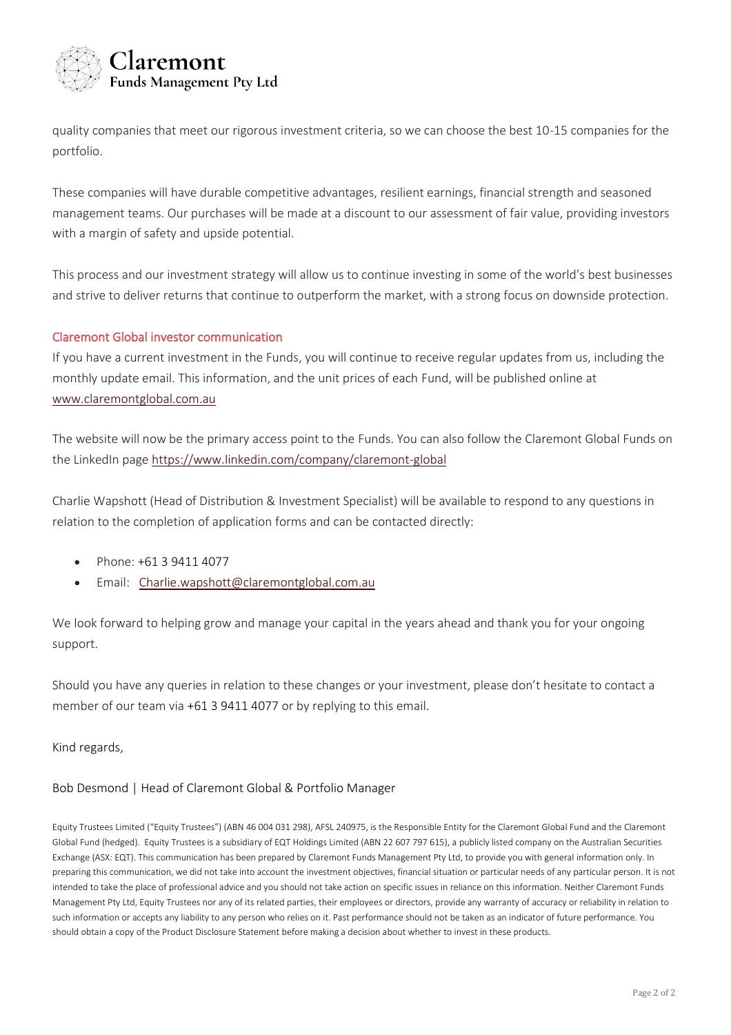quality companies that meet our rigorous investment criteria, so we can choose the best 10-15 companies for the portfolio.

These companies will have durable competitive advantages, resilient earnings, financial strength and seasoned management teams. Our purchases will be made at a discount to our assessment of fair value, providing investors with a margin of safety and upside potential.

This process and our investment strategy will allow us to continue investing in some of the world's best businesses and strive to deliver returns that continue to outperform the market, with a strong focus on downside protection.

## Claremont Global investor communication

If you have a current investment in the Funds, you will continue to receive regular updates from us, including the monthly update email. This information, and the unit prices of each Fund, will be published online at www.claremontglobal.com.au

The website will now be the primary access point to the Funds. You can also follow the Claremont Global Funds on the LinkedIn page https://www.linkedin.com/company/claremont-global

Charlie Wapshott (Head of Distribution & Investment Specialist) will be available to respond to any questions in relation to the completion of application forms and can be contacted directly:

- Phone: +61 3 9411 4077
- Email: Charlie.wapshott@claremontglobal.com.au

We look forward to helping grow and manage your capital in the years ahead and thank you for your ongoing support.

Should you have any queries in relation to these changes or your investment, please don't hesitate to contact a member of our team via +61 3 9411 4077 or by replying to this email.

Kind regards,

Bob Desmond | Head of Claremont Global & Portfolio Manager

Equity Trustees Limited ("Equity Trustees") (ABN 46 004 031 298), AFSL 240975, is the Responsible Entity for the Claremont Global Fund and the Claremont Global Fund (hedged). Equity Trustees is a subsidiary of EQT Holdings Limited (ABN 22 607 797 615), a publicly listed company on the Australian Securities Exchange (ASX: EQT). This communication has been prepared by Claremont Funds Management Pty Ltd, to provide you with general information only. In preparing this communication, we did not take into account the investment objectives, financial situation or particular needs of any particular person. It is not intended to take the place of professional advice and you should not take action on specific issues in reliance on this information. Neither Claremont Funds Management Pty Ltd, Equity Trustees nor any of its related parties, their employees or directors, provide any warranty of accuracy or reliability in relation to such information or accepts any liability to any person who relies on it. Past performance should not be taken as an indicator of future performance. You should obtain a copy of the Product Disclosure Statement before making a decision about whether to invest in these products.